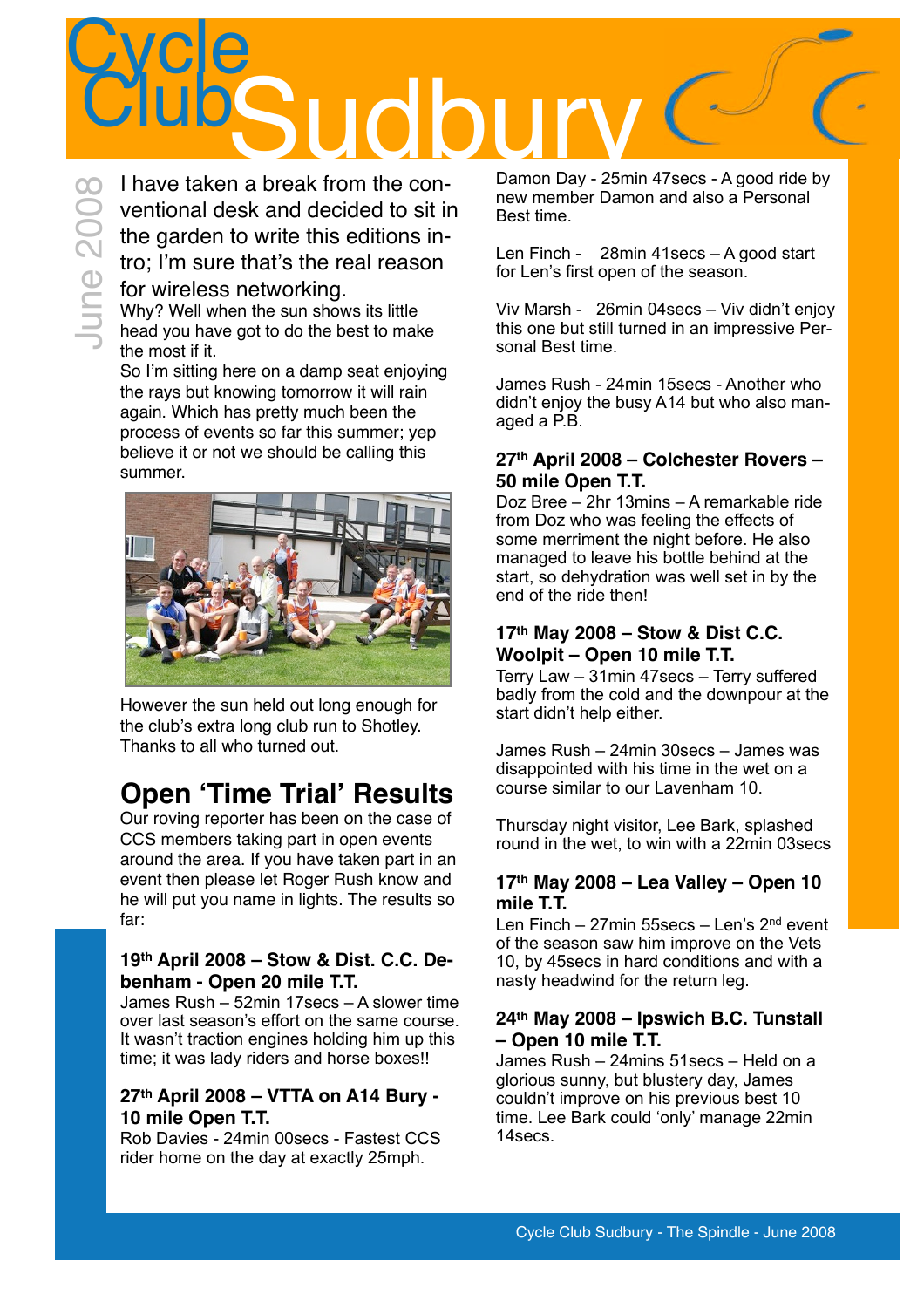# Cycle Club Sudbury

June 2008

I have taken a break from the conventional desk and decided to sit in the garden to write this editions intro; I'm sure that's the real reason for wireless networking.

Why? Well when the sun shows its little head you have got to do the best to make the most if it.

So I'm sitting here on a damp seat enjoying the rays but knowing tomorrow it will rain again. Which has pretty much been the process of events so far this summer; yep believe it or not we should be calling this summer.

However the sun held out long enough for the club's extra long club run to Shotley. Thanks to all who turned out.

## Open 'Time Trial' Results

Our roving reporter has been on the case of CCS members taking part in open events around the area. If you have taken part in an event then please let Roger Rush know and he will put you name in lights. The results so far:

### 19th April 2008 – Stow & Dist. C.C. Debenham - Open 20 mile T.T.

James Rush – 52min 17secs – A slower time over last season's effort on the same course. It wasn't traction engines holding him up this time; it was lady riders and horse boxes!!

### 27th April 2008 – VTTA on A14 Bury - 10 mile Open T.T.

Rob Davies - 24min 00secs - Fastest CCS rider home on the day at exactly 25mph.

Damon Day - 25min 47secs - A good ride by new member Damon and also a Personal Best time.

Len Finch - 28min 41secs – A good start for Len's first open of the season.

Viv Marsh - 26min 04secs – Viv didn't enjoy this one but still turned in an impressive Personal Best time.

James Rush - 24min 15secs - Another who didn't enjoy the busy A14 but who also managed a P.B.

### 27th April 2008 – Colchester Rovers – 50 mile Open T.T.

Doz Bree – 2hr 13mins – A remarkable ride from Doz who was feeling the effects of some merriment the night before. He also managed to leave his bottle behind at the start, so dehydration was well set in by the end of the ride then!

### 17th May 2008 – Stow & Dist C.C. Woolpit – Open 10 mile T.T.

Terry Law – 31min 47secs – Terry suffered badly from the cold and the downpour at the start didn't help either.

James Rush – 24min 30secs – James was disappointed with his time in the wet on a course similar to our Lavenham 10.

Thursday night visitor, Lee Bark, splashed round in the wet, to win with a 22min 03secs

### 17th May 2008 – Lea Valley – Open 10 mile T.T.

Len Finch – 27min 55secs – Len's 2nd event of the season saw him improve on the Vets 10, by 45secs in hard conditions and with a nasty headwind for the return leg.

### 24th May 2008 – Ipswich B.C. Tunstall – Open 10 mile T.T.

James Rush – 24mins 51secs – Held on a glorious sunny, but blustery day, James couldn't improve on his previous best 10 time. Lee Bark could 'only' manage 22min 14secs.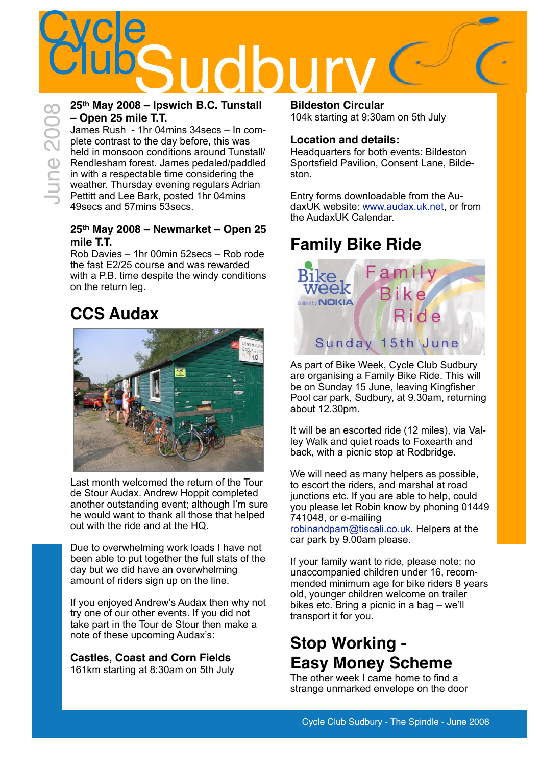# Cycle Club Sudbury

June 2008

### 25th May 2008 – Ipswich B.C. Tunstall – Open 25 mile T.T.

James Rush - 1hr 04mins 34secs – In complete contrast to the day before, this was held in monsoon conditions around Tunstall/Rendlesham forest. James pedaled/paddled in with a respectable time considering the weather. Thursday evening regulars Adrian Pettitt and Lee Bark, posted 1hr 04mins 49secs and 57mins 53secs.

### 25th May 2008 – Newmarket – Open 25 mile T.T.

Rob Davies – 1hr 00min 52secs – Rob rode the fast E2/25 course and was rewarded with a P.B. time despite the windy conditions on the return leg.

## CCS Audax

Last month welcomed the return of the Tour de Stour Audax. Andrew Hoppit completed another outstanding event; although I'm sure he would want to thank all those that helped out with the ride and at the HQ.

Due to overwhelming work loads I have not been able to put together the full stats of the day but we did have an overwhelming amount of riders sign up on the line.

If you enjoyed Andrew's Audax then why not try one of our other events. If you did not take part in the Tour de Stour then make a note of these upcoming Audax's:

**Castles, Coast and Corn Fields**
161km starting at 8:30am on 5th July

**Bildeston Circular**
104k starting at 9:30am on 5th July

**Location and details:**
Headquarters for both events: Bildeston Sportsfield Pavilion, Consent Lane, Bildeston.

Entry forms downloadable from the AudaxUK website: www.audax.uk.net, or from the AudaxUK Calendar.

## Family Bike Ride

Bike week Guided by NOKIA – Family Bike Ride – Sunday 15th June

As part of Bike Week, Cycle Club Sudbury are organising a Family Bike Ride. This will be on Sunday 15 June, leaving Kingfisher Pool car park, Sudbury, at 9.30am, returning about 12.30pm.

It will be an escorted ride (12 miles), via Valley Walk and quiet roads to Foxearth and back, with a picnic stop at Rodbridge.

We will need as many helpers as possible, to escort the riders, and marshal at road junctions etc. If you are able to help, could you please let Robin know by phoning 01449 741048, or e-mailing robinandpam@tiscali.co.uk. Helpers at the car park by 9.00am please.

If your family want to ride, please note; no unaccompanied children under 16, recommended minimum age for bike riders 8 years old, younger children welcome on trailer bikes etc. Bring a picnic in a bag – we'll transport it for you.

## Stop Working - Easy Money Scheme

The other week I came home to find a strange unmarked envelope on the door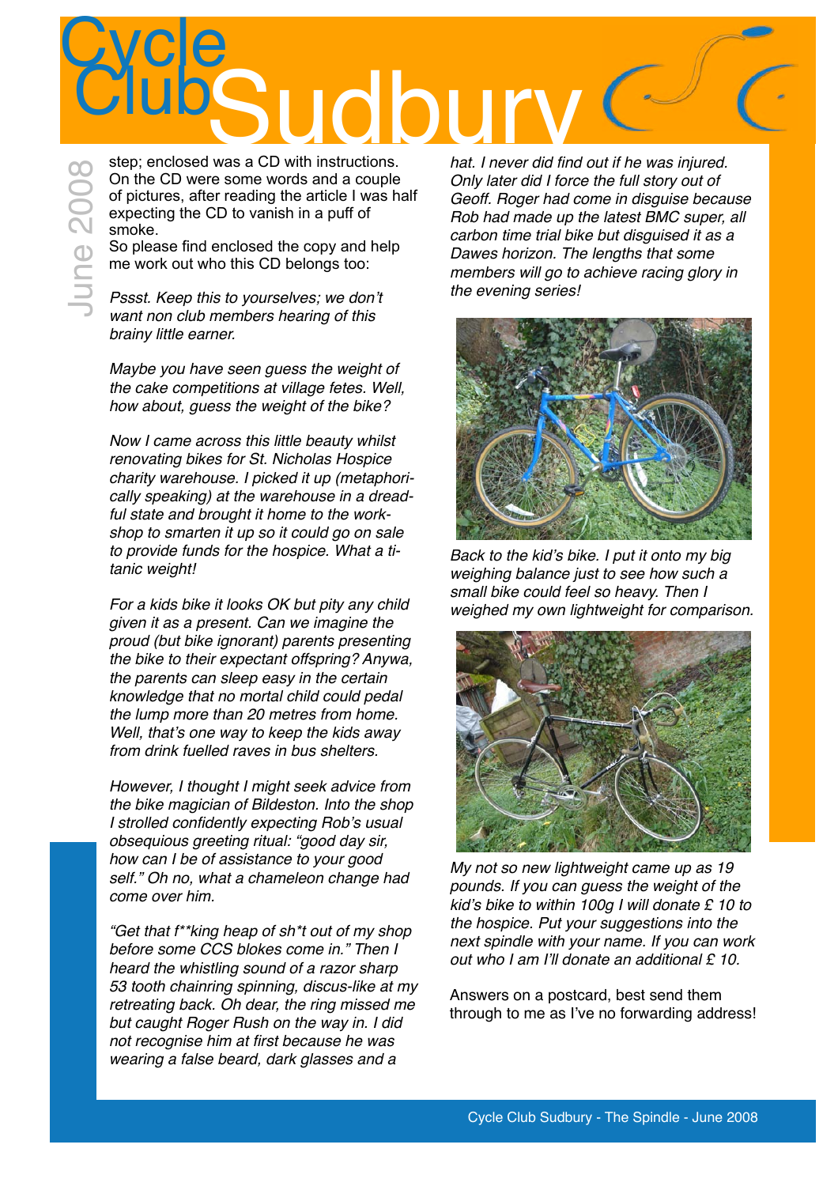step; enclosed was a CD with instructions. On the CD were some words and a couple of pictures, after reading the article I was half expecting the CD to vanish in a puff of smoke.
So please find enclosed the copy and help me work out who this CD belongs too:

*Pssst. Keep this to yourselves; we don't want non club members hearing of this brainy little earner.*

*Maybe you have seen guess the weight of the cake competitions at village fetes. Well, how about, guess the weight of the bike?*

*Now I came across this little beauty whilst renovating bikes for St. Nicholas Hospice charity warehouse. I picked it up (metaphorically speaking) at the warehouse in a dreadful state and brought it home to the workshop to smarten it up so it could go on sale to provide funds for the hospice. What a titanic weight!*

*For a kids bike it looks OK but pity any child given it as a present. Can we imagine the proud (but bike ignorant) parents presenting the bike to their expectant offspring? Anywa, the parents can sleep easy in the certain knowledge that no mortal child could pedal the lump more than 20 metres from home. Well, that's one way to keep the kids away from drink fuelled raves in bus shelters.*

*However, I thought I might seek advice from the bike magician of Bildeston. Into the shop I strolled confidently expecting Rob's usual obsequious greeting ritual: "good day sir, how can I be of assistance to your good self." Oh no, what a chameleon change had come over him.*

*"Get that f**king heap of sh*t out of my shop before some CCS blokes come in." Then I heard the whistling sound of a razor sharp 53 tooth chainring spinning, discus-like at my retreating back. Oh dear, the ring missed me but caught Roger Rush on the way in. I did not recognise him at first because he was wearing a false beard, dark glasses and a hat. I never did find out if he was injured. Only later did I force the full story out of Geoff. Roger had come in disguise because Rob had made up the latest BMC super, all carbon time trial bike but disguised it as a Dawes horizon. The lengths that some members will go to achieve racing glory in the evening series!*

*Back to the kid's bike. I put it onto my big weighing balance just to see how such a small bike could feel so heavy. Then I weighed my own lightweight for comparison.*

*My not so new lightweight came up as 19 pounds. If you can guess the weight of the kid's bike to within 100g I will donate £ 10 to the hospice. Put your suggestions into the next spindle with your name. If you can work out who I am I'll donate an additional £ 10.*

Answers on a postcard, best send them through to me as I've no forwarding address!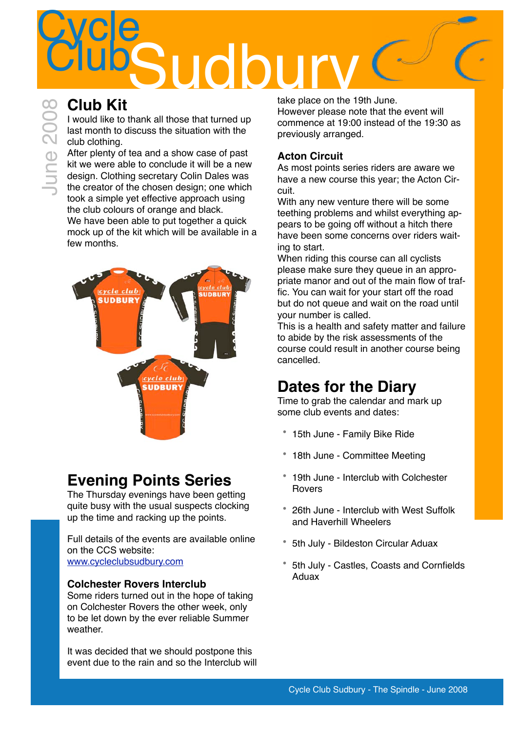# Cycle Club Sudbury

June 2008

## Club Kit

I would like to thank all those that turned up last month to discuss the situation with the club clothing.

After plenty of tea and a show case of past kit we were able to conclude it will be a new design. Clothing secretary Colin Dales was the creator of the chosen design; one which took a simple yet effective approach using the club colours of orange and black.

We have been able to put together a quick mock up of the kit which will be available in a few months.

## Evening Points Series

The Thursday evenings have been getting quite busy with the usual suspects clocking up the time and racking up the points.

Full details of the events are available online on the CCS website:
www.cycleclubsudbury.com

### Colchester Rovers Interclub

Some riders turned out in the hope of taking on Colchester Rovers the other week, only to be let down by the ever reliable Summer weather.

It was decided that we should postpone this event due to the rain and so the Interclub will take place on the 19th June.

However please note that the event will commence at 19:00 instead of the 19:30 as previously arranged.

### Acton Circuit

As most points series riders are aware we have a new course this year; the Acton Circuit.

With any new venture there will be some teething problems and whilst everything appears to be going off without a hitch there have been some concerns over riders waiting to start.

When riding this course can all cyclists please make sure they queue in an appropriate manor and out of the main flow of traffic. You can wait for your start off the road but do not queue and wait on the road until your number is called.

This is a health and safety matter and failure to abide by the risk assessments of the course could result in another course being cancelled.

## Dates for the Diary

Time to grab the calendar and mark up some club events and dates:

- 15th June - Family Bike Ride
- 18th June - Committee Meeting
- 19th June - Interclub with Colchester Rovers
- 26th June - Interclub with West Suffolk and Haverhill Wheelers
- 5th July - Bildeston Circular Aduax
- 5th July - Castles, Coasts and Cornfields Aduax